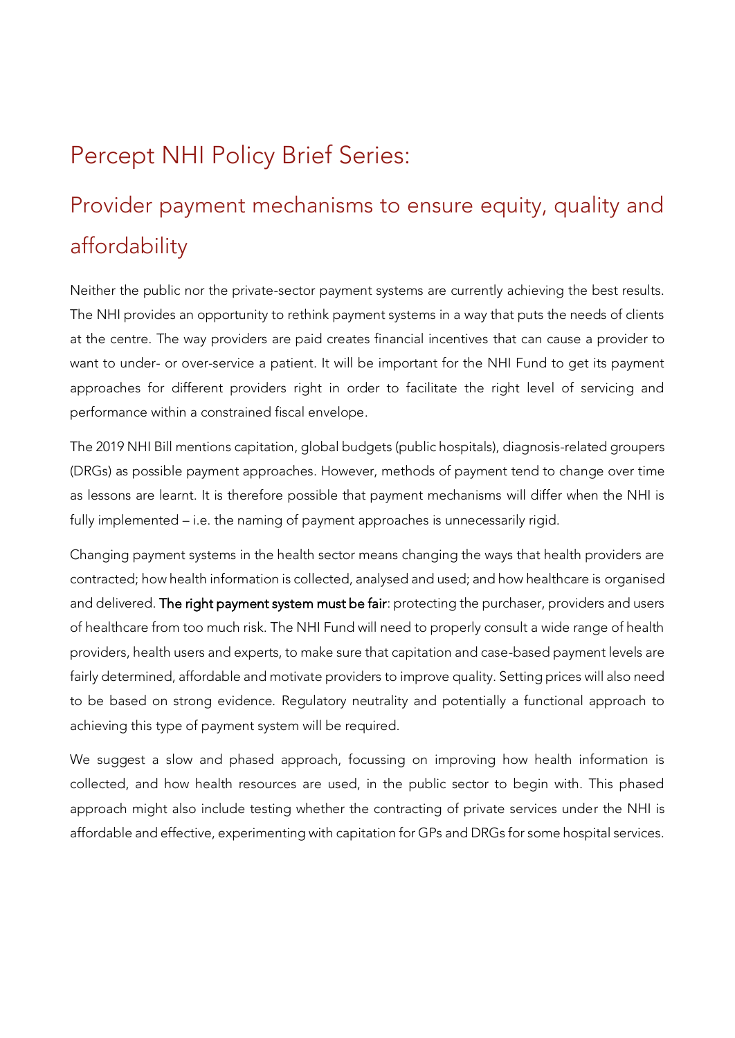# Percept NHI Policy Brief Series:

## Provider payment mechanisms to ensure equity, quality and affordability

Neither the public nor the private-sector payment systems are currently achieving the best results. The NHI provides an opportunity to rethink payment systems in a way that puts the needs of clients at the centre. The way providers are paid creates financial incentives that can cause a provider to want to under- or over-service a patient. It will be important for the NHI Fund to get its payment approaches for different providers right in order to facilitate the right level of servicing and performance within a constrained fiscal envelope.

The 2019 NHI Bill mentions capitation, global budgets (public hospitals), diagnosis-related groupers (DRGs) as possible payment approaches. However, methods of payment tend to change over time as lessons are learnt. It is therefore possible that payment mechanisms will differ when the NHI is fully implemented – i.e. the naming of payment approaches is unnecessarily rigid.

Changing payment systems in the health sector means changing the ways that health providers are contracted; how health information is collected, analysed and used; and how healthcare is organised and delivered. **The right payment system must be fair**: protecting the purchaser, providers and users of healthcare from too much risk. The NHI Fund will need to properly consult a wide range of health providers, health users and experts, to make sure that capitation and case-based payment levels are fairly determined, affordable and motivate providers to improve quality. Setting prices will also need to be based on strong evidence. Regulatory neutrality and potentially a functional approach to achieving this type of payment system will be required.

We suggest a slow and phased approach, focussing on improving how health information is collected, and how health resources are used, in the public sector to begin with. This phased approach might also include testing whether the contracting of private services under the NHI is affordable and effective, experimenting with capitation for GPs and DRGs for some hospital services.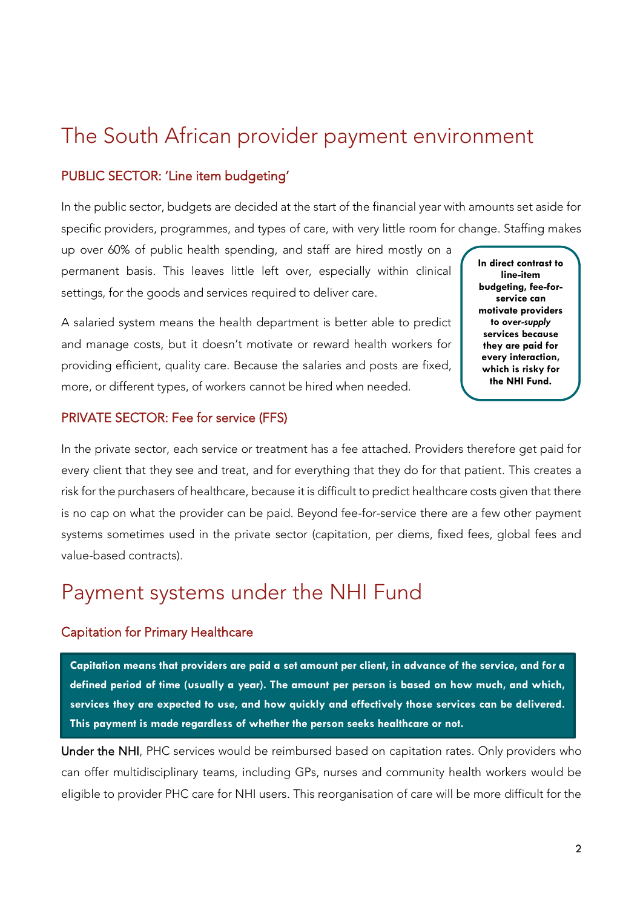# The South African provider payment environment

## PUBLIC SECTOR: 'Line item budgeting'

In the public sector, budgets are decided at the start of the financial year with amounts set aside for specific providers, programmes, and types of care, with very little room for change. Staffing makes up over 60% of public health spending, and staff are hired mostly on a permanent basis. This leaves little left over, especially within clinical settings, for the goods and services required to deliver care.

A salaried system means the health department is better able to predict and manage costs, but it doesn't motivate or reward health workers for providing efficient, quality care. Because the salaries and posts are fixed, more, or different types, of workers cannot be hired when needed.

**In direct contrast to line-item budgeting, fee-for-service can motivate providers to *over-supply* services because they are paid for every interaction, which is risky for the NHI Fund.**

## PRIVATE SECTOR: Fee for service (FFS)

In the private sector, each service or treatment has a fee attached. Providers therefore get paid for every client that they see and treat, and for everything that they do for that patient. This creates a risk for the purchasers of healthcare, because it is difficult to predict healthcare costs given that there is no cap on what the provider can be paid. Beyond fee-for-service there are a few other payment systems sometimes used in the private sector (capitation, per diems, fixed fees, global fees and value-based contracts).

# Payment systems under the NHI Fund

## Capitation for Primary Healthcare

**Capitation means that providers are paid a set amount per client, in advance of the service, and for a defined period of time (usually a year). The amount per person is based on how much, and which, services they are expected to use, and how quickly and effectively those services can be delivered. This payment is made regardless of whether the person seeks healthcare or not.**

Under the NHI, PHC services would be reimbursed based on capitation rates. Only providers who can offer multidisciplinary teams, including GPs, nurses and community health workers would be eligible to provider PHC care for NHI users. This reorganisation of care will be more difficult for the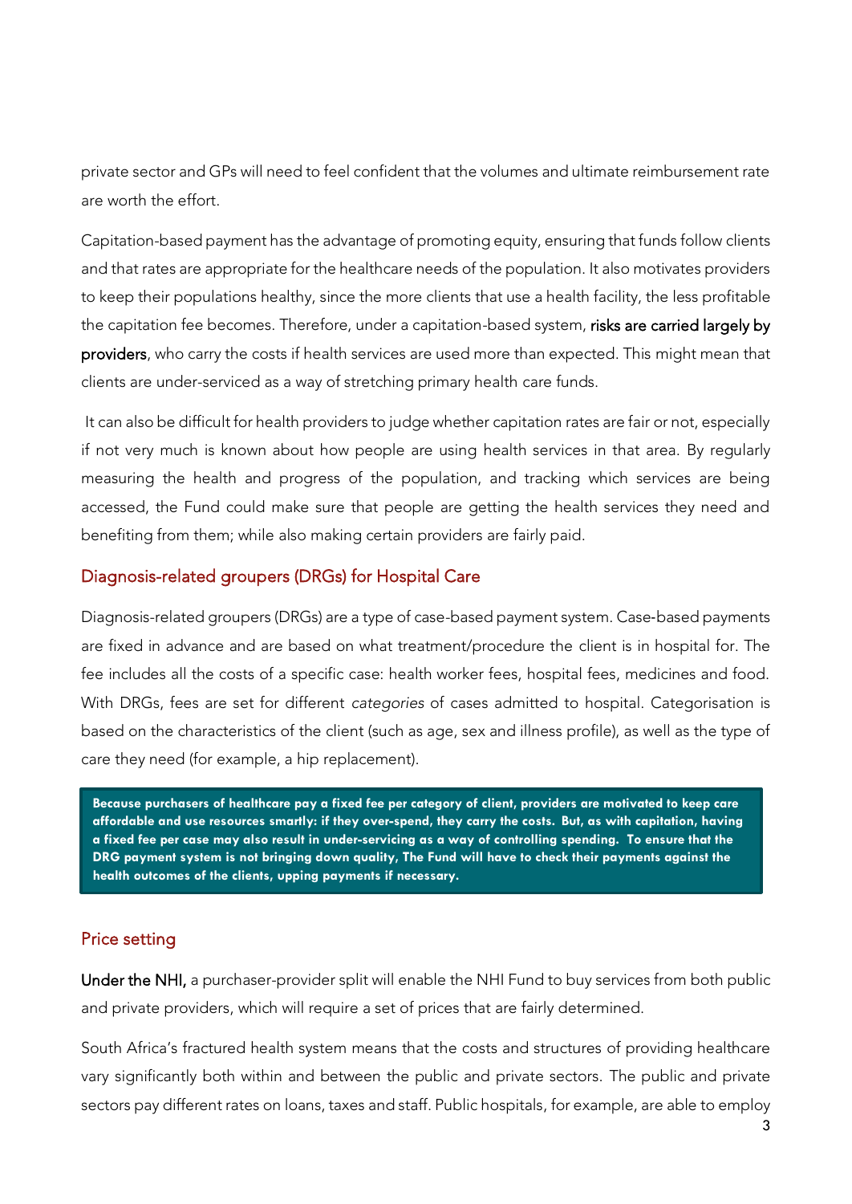private sector and GPs will need to feel confident that the volumes and ultimate reimbursement rate are worth the effort.

Capitation-based payment has the advantage of promoting equity, ensuring that funds follow clients and that rates are appropriate for the healthcare needs of the population. It also motivates providers to keep their populations healthy, since the more clients that use a health facility, the less profitable the capitation fee becomes. Therefore, under a capitation-based system, **risks are carried largely by providers**, who carry the costs if health services are used more than expected. This might mean that clients are under-serviced as a way of stretching primary health care funds.

It can also be difficult for health providers to judge whether capitation rates are fair or not, especially if not very much is known about how people are using health services in that area. By regularly measuring the health and progress of the population, and tracking which services are being accessed, the Fund could make sure that people are getting the health services they need and benefiting from them; while also making certain providers are fairly paid.

## Diagnosis-related groupers (DRGs) for Hospital Care

Diagnosis-related groupers (DRGs) are a type of case-based payment system. Case-based payments are fixed in advance and are based on what treatment/procedure the client is in hospital for. The fee includes all the costs of a specific case: health worker fees, hospital fees, medicines and food. With DRGs, fees are set for different *categories* of cases admitted to hospital. Categorisation is based on the characteristics of the client (such as age, sex and illness profile), as well as the type of care they need (for example, a hip replacement).

> **Because purchasers of healthcare pay a fixed fee per category of client, providers are motivated to keep care affordable and use resources smartly: if they over-spend, they carry the costs. But, as with capitation, having a fixed fee per case may also result in under-servicing as a way of controlling spending. To ensure that the DRG payment system is not bringing down quality, The Fund will have to check their payments against the health outcomes of the clients, upping payments if necessary.**

## Price setting

**Under the NHI,** a purchaser-provider split will enable the NHI Fund to buy services from both public and private providers, which will require a set of prices that are fairly determined.

South Africa's fractured health system means that the costs and structures of providing healthcare vary significantly both within and between the public and private sectors. The public and private sectors pay different rates on loans, taxes and staff. Public hospitals, for example, are able to employ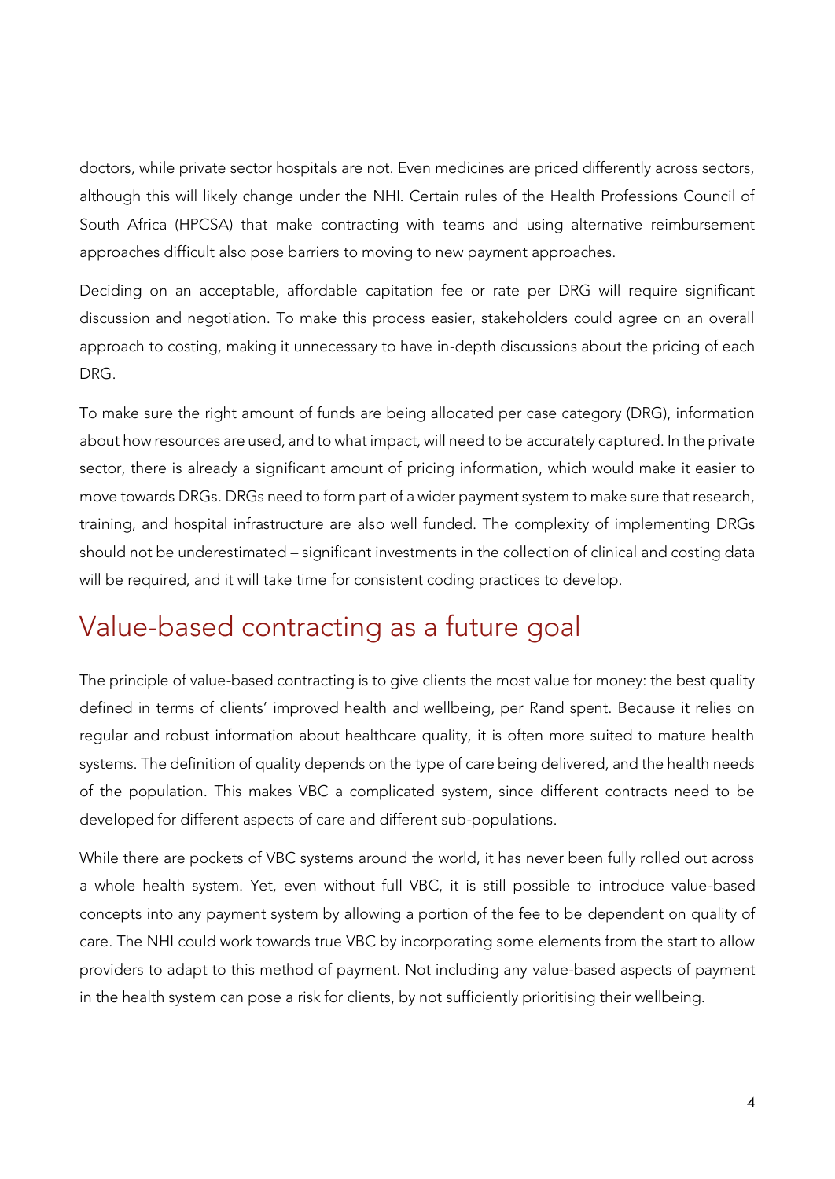doctors, while private sector hospitals are not. Even medicines are priced differently across sectors, although this will likely change under the NHI. Certain rules of the Health Professions Council of South Africa (HPCSA) that make contracting with teams and using alternative reimbursement approaches difficult also pose barriers to moving to new payment approaches.

Deciding on an acceptable, affordable capitation fee or rate per DRG will require significant discussion and negotiation. To make this process easier, stakeholders could agree on an overall approach to costing, making it unnecessary to have in-depth discussions about the pricing of each DRG.

To make sure the right amount of funds are being allocated per case category (DRG), information about how resources are used, and to what impact, will need to be accurately captured. In the private sector, there is already a significant amount of pricing information, which would make it easier to move towards DRGs. DRGs need to form part of a wider payment system to make sure that research, training, and hospital infrastructure are also well funded. The complexity of implementing DRGs should not be underestimated – significant investments in the collection of clinical and costing data will be required, and it will take time for consistent coding practices to develop.

## Value-based contracting as a future goal

The principle of value-based contracting is to give clients the most value for money: the best quality defined in terms of clients' improved health and wellbeing, per Rand spent. Because it relies on regular and robust information about healthcare quality, it is often more suited to mature health systems. The definition of quality depends on the type of care being delivered, and the health needs of the population. This makes VBC a complicated system, since different contracts need to be developed for different aspects of care and different sub-populations.

While there are pockets of VBC systems around the world, it has never been fully rolled out across a whole health system. Yet, even without full VBC, it is still possible to introduce value-based concepts into any payment system by allowing a portion of the fee to be dependent on quality of care. The NHI could work towards true VBC by incorporating some elements from the start to allow providers to adapt to this method of payment. Not including any value-based aspects of payment in the health system can pose a risk for clients, by not sufficiently prioritising their wellbeing.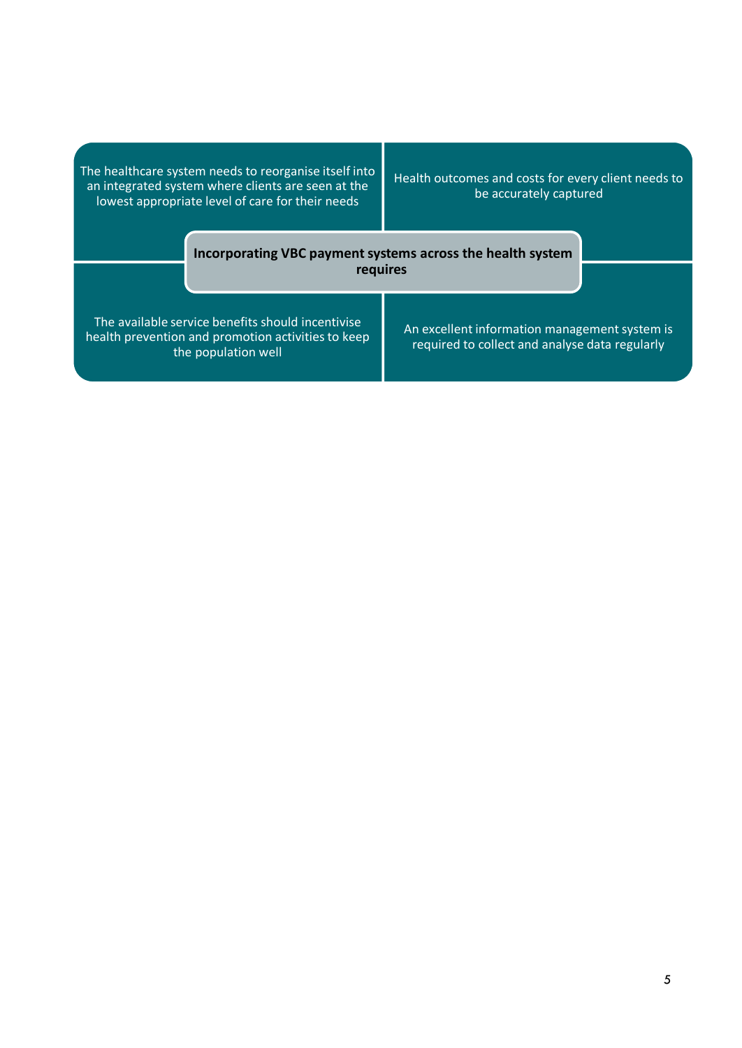**Incorporating VBC payment systems across the health system requires**

- The healthcare system needs to reorganise itself into an integrated system where clients are seen at the lowest appropriate level of care for their needs
- Health outcomes and costs for every client needs to be accurately captured
- The available service benefits should incentivise health prevention and promotion activities to keep the population well
- An excellent information management system is required to collect and analyse data regularly